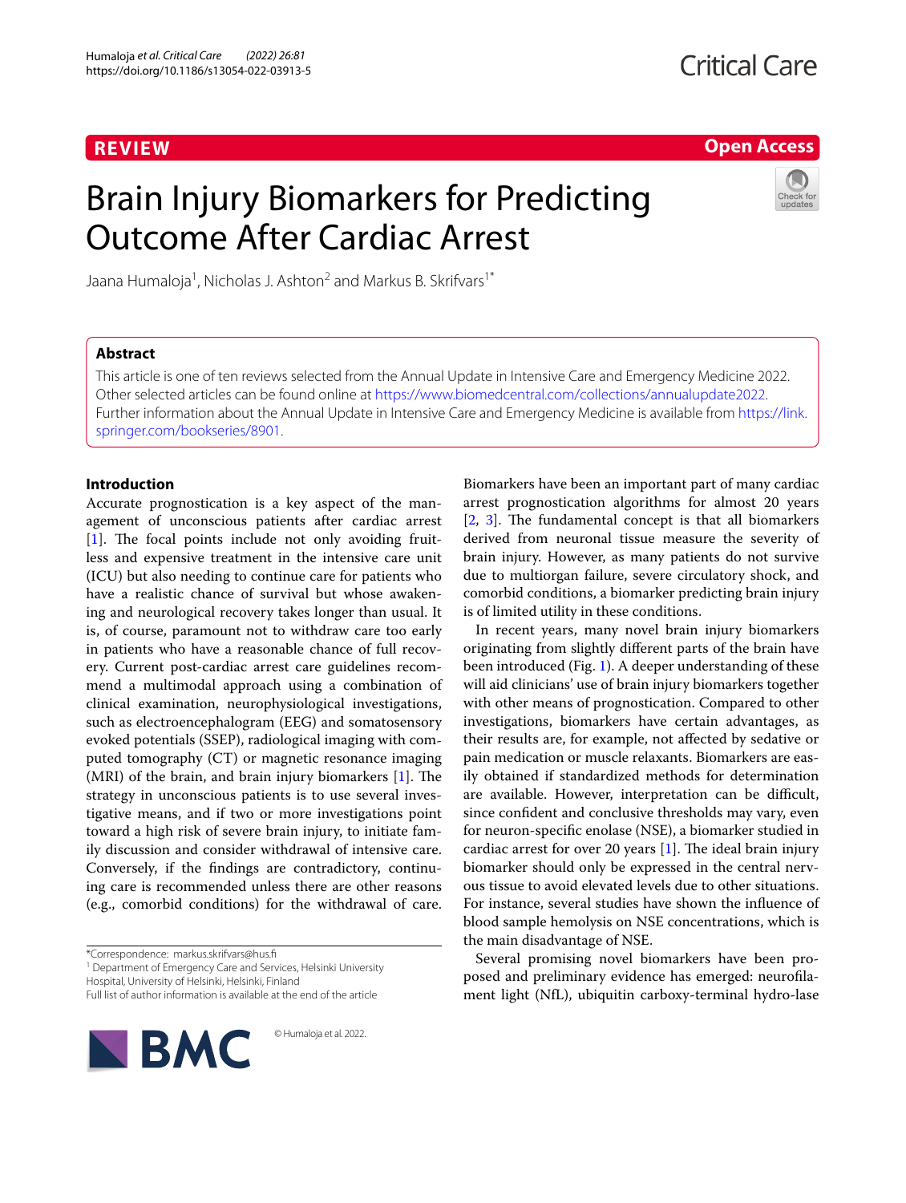REVIEW

Open Access

# Brain Injury Biomarkers for Predicting Outcome After Cardiac Arrest

Jaana Humaloja[1], Nicholas J. Ashton[2] and Markus B. Skrifvars[1*]

## Abstract

This article is one of ten reviews selected from the Annual Update in Intensive Care and Emergency Medicine 2022. Other selected articles can be found online at https://www.biomedcentral.com/collections/annualupdate2022. Further information about the Annual Update in Intensive Care and Emergency Medicine is available from https://link.springer.com/bookseries/8901.

## Introduction

Accurate prognostication is a key aspect of the management of unconscious patients after cardiac arrest [1]. The focal points include not only avoiding fruitless and expensive treatment in the intensive care unit (ICU) but also needing to continue care for patients who have a realistic chance of survival but whose awakening and neurological recovery takes longer than usual. It is, of course, paramount not to withdraw care too early in patients who have a reasonable chance of full recovery. Current post-cardiac arrest care guidelines recommend a multimodal approach using a combination of clinical examination, neurophysiological investigations, such as electroencephalogram (EEG) and somatosensory evoked potentials (SSEP), radiological imaging with computed tomography (CT) or magnetic resonance imaging (MRI) of the brain, and brain injury biomarkers [1]. The strategy in unconscious patients is to use several investigative means, and if two or more investigations point toward a high risk of severe brain injury, to initiate family discussion and consider withdrawal of intensive care. Conversely, if the findings are contradictory, continuing care is recommended unless there are other reasons (e.g., comorbid conditions) for the withdrawal of care.

Biomarkers have been an important part of many cardiac arrest prognostication algorithms for almost 20 years [2, 3]. The fundamental concept is that all biomarkers derived from neuronal tissue measure the severity of brain injury. However, as many patients do not survive due to multiorgan failure, severe circulatory shock, and comorbid conditions, a biomarker predicting brain injury is of limited utility in these conditions.

In recent years, many novel brain injury biomarkers originating from slightly different parts of the brain have been introduced (Fig. 1). A deeper understanding of these will aid clinicians' use of brain injury biomarkers together with other means of prognostication. Compared to other investigations, biomarkers have certain advantages, as their results are, for example, not affected by sedative or pain medication or muscle relaxants. Biomarkers are easily obtained if standardized methods for determination are available. However, interpretation can be difficult, since confident and conclusive thresholds may vary, even for neuron-specific enolase (NSE), a biomarker studied in cardiac arrest for over 20 years [1]. The ideal brain injury biomarker should only be expressed in the central nervous tissue to avoid elevated levels due to other situations. For instance, several studies have shown the influence of blood sample hemolysis on NSE concentrations, which is the main disadvantage of NSE.

Several promising novel biomarkers have been proposed and preliminary evidence has emerged: neurofilament light (NfL), ubiquitin carboxy-terminal hydro-lase

*Correspondence: markus.skrifvars@hus.fi
[1] Department of Emergency Care and Services, Helsinki University Hospital, University of Helsinki, Helsinki, Finland
Full list of author information is available at the end of the article

© Humaloja et al. 2022.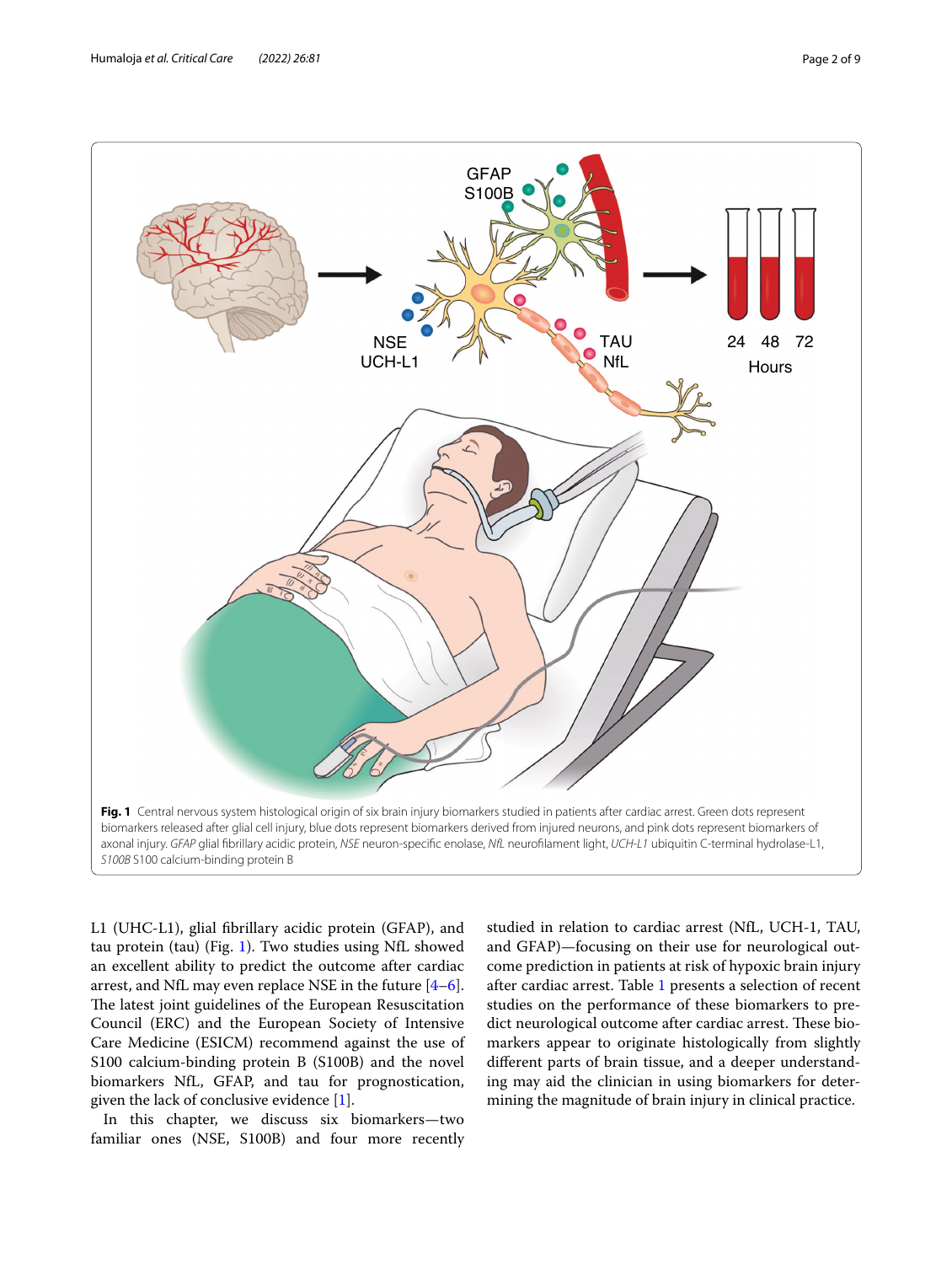**Fig. 1** Central nervous system histological origin of six brain injury biomarkers studied in patients after cardiac arrest. Green dots represent biomarkers released after glial cell injury, blue dots represent biomarkers derived from injured neurons, and pink dots represent biomarkers of axonal injury. *GFAP* glial fibrillary acidic protein, *NSE* neuron-specific enolase, *NfL* neurofilament light, *UCH-L1* ubiquitin C-terminal hydrolase-L1, *S100B* S100 calcium-binding protein B

L1 (UHC-L1), glial fibrillary acidic protein (GFAP), and tau protein (tau) (Fig. 1). Two studies using NfL showed an excellent ability to predict the outcome after cardiac arrest, and NfL may even replace NSE in the future [4–6]. The latest joint guidelines of the European Resuscitation Council (ERC) and the European Society of Intensive Care Medicine (ESICM) recommend against the use of S100 calcium-binding protein B (S100B) and the novel biomarkers NfL, GFAP, and tau for prognostication, given the lack of conclusive evidence [1].

In this chapter, we discuss six biomarkers—two familiar ones (NSE, S100B) and four more recently studied in relation to cardiac arrest (NfL, UCH-1, TAU, and GFAP)—focusing on their use for neurological outcome prediction in patients at risk of hypoxic brain injury after cardiac arrest. Table 1 presents a selection of recent studies on the performance of these biomarkers to predict neurological outcome after cardiac arrest. These biomarkers appear to originate histologically from slightly different parts of brain tissue, and a deeper understanding may aid the clinician in using biomarkers for determining the magnitude of brain injury in clinical practice.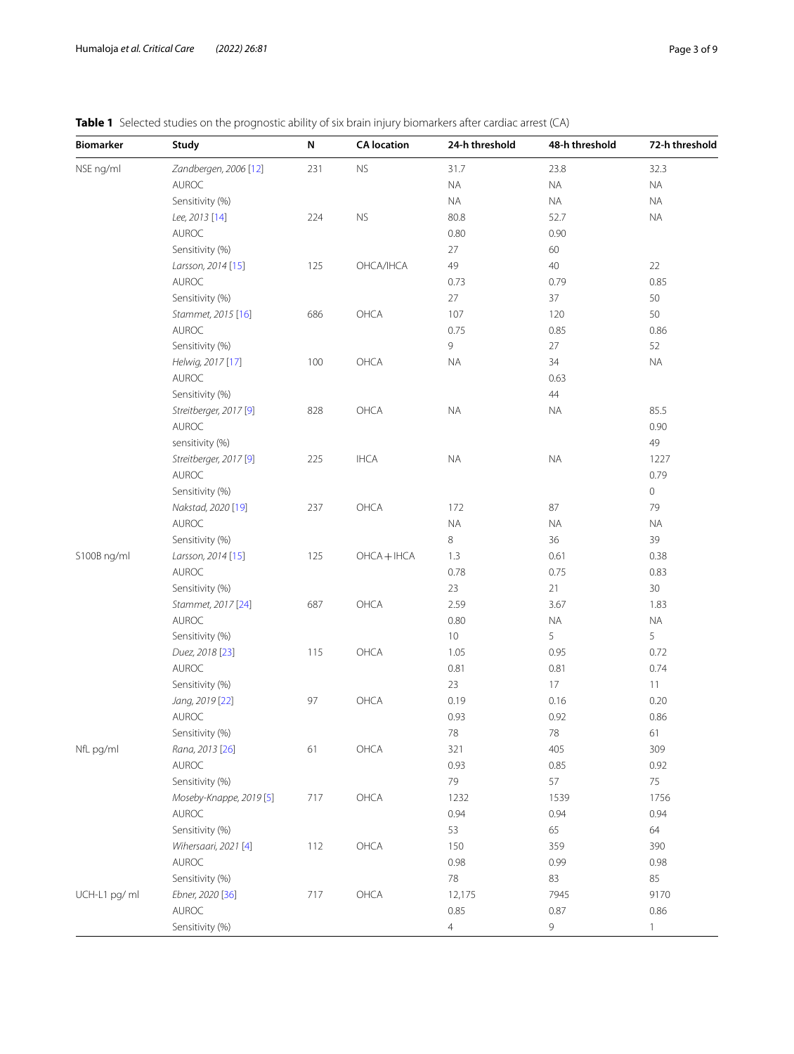**Table 1** Selected studies on the prognostic ability of six brain injury biomarkers after cardiac arrest (CA)

| Biomarker | Study | N | CA location | 24-h threshold | 48-h threshold | 72-h threshold |
|---|---|---|---|---|---|---|
| NSE ng/ml | *Zandbergen, 2006* [12] | 231 | NS | 31.7 | 23.8 | 32.3 |
| | AUROC | | | NA | NA | NA |
| | Sensitivity (%) | | | NA | NA | NA |
| | *Lee, 2013* [14] | 224 | NS | 80.8 | 52.7 | NA |
| | AUROC | | | 0.80 | 0.90 | |
| | Sensitivity (%) | | | 27 | 60 | |
| | *Larsson, 2014* [15] | 125 | OHCA/IHCA | 49 | 40 | 22 |
| | AUROC | | | 0.73 | 0.79 | 0.85 |
| | Sensitivity (%) | | | 27 | 37 | 50 |
| | *Stammet, 2015* [16] | 686 | OHCA | 107 | 120 | 50 |
| | AUROC | | | 0.75 | 0.85 | 0.86 |
| | Sensitivity (%) | | | 9 | 27 | 52 |
| | *Helwig, 2017* [17] | 100 | OHCA | NA | 34 | NA |
| | AUROC | | | | 0.63 | |
| | Sensitivity (%) | | | | 44 | |
| | *Streitberger, 2017* [9] | 828 | OHCA | NA | NA | 85.5 |
| | AUROC | | | | | 0.90 |
| | sensitivity (%) | | | | | 49 |
| | *Streitberger, 2017* [9] | 225 | IHCA | NA | NA | 1227 |
| | AUROC | | | | | 0.79 |
| | Sensitivity (%) | | | | | 0 |
| | *Nakstad, 2020* [19] | 237 | OHCA | 172 | 87 | 79 |
| | AUROC | | | NA | NA | NA |
| | Sensitivity (%) | | | 8 | 36 | 39 |
| S100B ng/ml | *Larsson, 2014* [15] | 125 | OHCA + IHCA | 1.3 | 0.61 | 0.38 |
| | AUROC | | | 0.78 | 0.75 | 0.83 |
| | Sensitivity (%) | | | 23 | 21 | 30 |
| | *Stammet, 2017* [24] | 687 | OHCA | 2.59 | 3.67 | 1.83 |
| | AUROC | | | 0.80 | NA | NA |
| | Sensitivity (%) | | | 10 | 5 | 5 |
| | *Duez, 2018* [23] | 115 | OHCA | 1.05 | 0.95 | 0.72 |
| | AUROC | | | 0.81 | 0.81 | 0.74 |
| | Sensitivity (%) | | | 23 | 17 | 11 |
| | *Jang, 2019* [22] | 97 | OHCA | 0.19 | 0.16 | 0.20 |
| | AUROC | | | 0.93 | 0.92 | 0.86 |
| | Sensitivity (%) | | | 78 | 78 | 61 |
| NfL pg/ml | *Rana, 2013* [26] | 61 | OHCA | 321 | 405 | 309 |
| | AUROC | | | 0.93 | 0.85 | 0.92 |
| | Sensitivity (%) | | | 79 | 57 | 75 |
| | *Moseby-Knappe, 2019* [5] | 717 | OHCA | 1232 | 1539 | 1756 |
| | AUROC | | | 0.94 | 0.94 | 0.94 |
| | Sensitivity (%) | | | 53 | 65 | 64 |
| | *Wihersaari, 2021* [4] | 112 | OHCA | 150 | 359 | 390 |
| | AUROC | | | 0.98 | 0.99 | 0.98 |
| | Sensitivity (%) | | | 78 | 83 | 85 |
| UCH-L1 pg/ ml | *Ebner, 2020* [36] | 717 | OHCA | 12,175 | 7945 | 9170 |
| | AUROC | | | 0.85 | 0.87 | 0.86 |
| | Sensitivity (%) | | | 4 | 9 | 1 |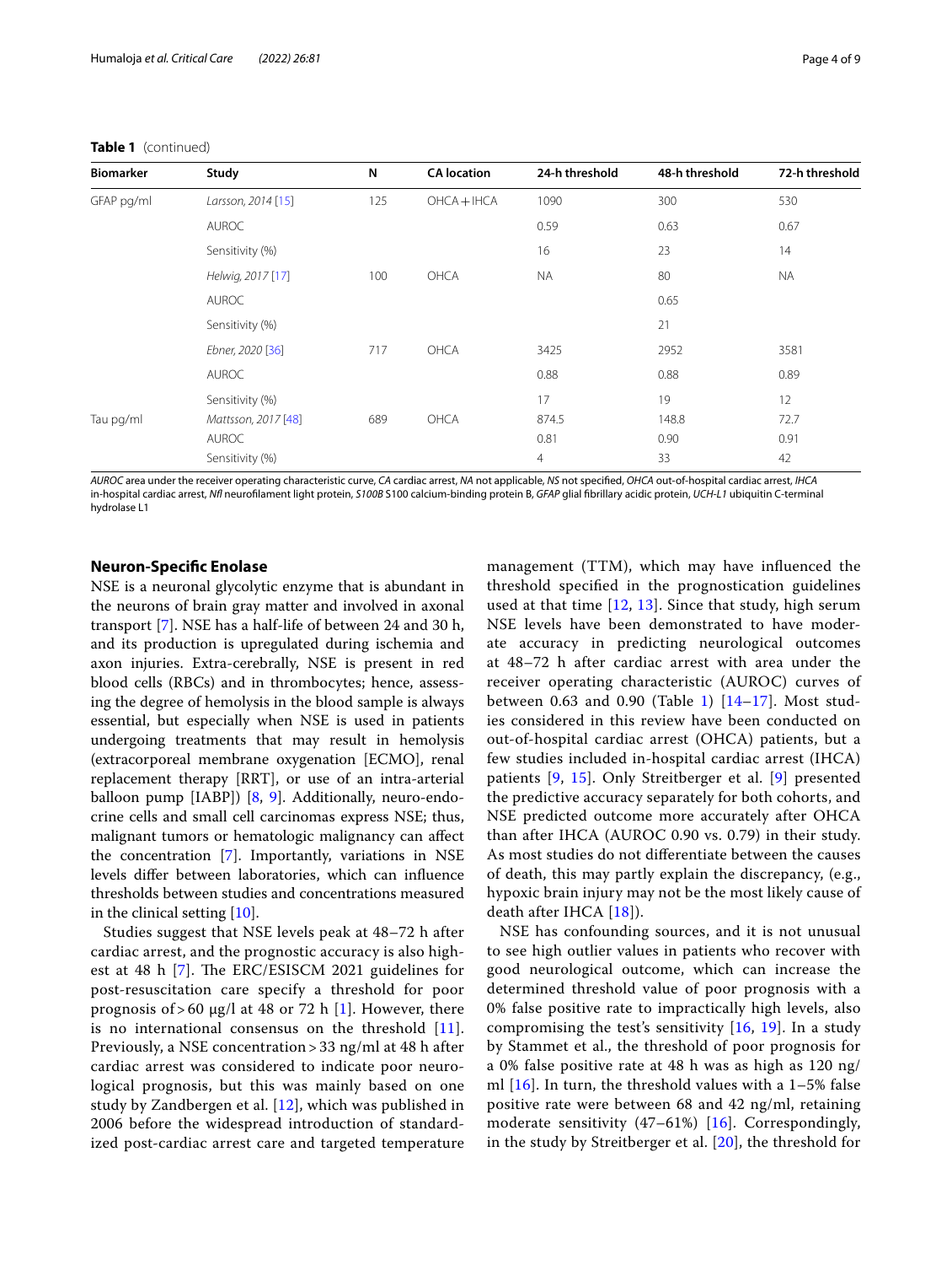**Table 1** (continued)

| Biomarker | Study | N | CA location | 24-h threshold | 48-h threshold | 72-h threshold |
|---|---|---|---|---|---|---|
| GFAP pg/ml | *Larsson, 2014* [15] | 125 | OHCA + IHCA | 1090 | 300 | 530 |
| | AUROC | | | 0.59 | 0.63 | 0.67 |
| | Sensitivity (%) | | | 16 | 23 | 14 |
| | *Helwig, 2017* [17] | 100 | OHCA | NA | 80 | NA |
| | AUROC | | | | 0.65 | |
| | Sensitivity (%) | | | | 21 | |
| | *Ebner, 2020* [36] | 717 | OHCA | 3425 | 2952 | 3581 |
| | AUROC | | | 0.88 | 0.88 | 0.89 |
| | Sensitivity (%) | | | 17 | 19 | 12 |
| Tau pg/ml | *Mattsson, 2017* [48] | 689 | OHCA | 874.5 | 148.8 | 72.7 |
| | AUROC | | | 0.81 | 0.90 | 0.91 |
| | Sensitivity (%) | | | 4 | 33 | 42 |

*AUROC* area under the receiver operating characteristic curve, *CA* cardiac arrest, *NA* not applicable, *NS* not specified, *OHCA* out-of-hospital cardiac arrest, *IHCA* in-hospital cardiac arrest, *Nfl* neurofilament light protein, *S100B* S100 calcium-binding protein B, *GFAP* glial fibrillary acidic protein, *UCH-L1* ubiquitin C-terminal hydrolase L1

## Neuron-Specific Enolase

NSE is a neuronal glycolytic enzyme that is abundant in the neurons of brain gray matter and involved in axonal transport [7]. NSE has a half-life of between 24 and 30 h, and its production is upregulated during ischemia and axon injuries. Extra-cerebrally, NSE is present in red blood cells (RBCs) and in thrombocytes; hence, assessing the degree of hemolysis in the blood sample is always essential, but especially when NSE is used in patients undergoing treatments that may result in hemolysis (extracorporeal membrane oxygenation [ECMO], renal replacement therapy [RRT], or use of an intra-arterial balloon pump [IABP]) [8, 9]. Additionally, neuro-endocrine cells and small cell carcinomas express NSE; thus, malignant tumors or hematologic malignancy can affect the concentration [7]. Importantly, variations in NSE levels differ between laboratories, which can influence thresholds between studies and concentrations measured in the clinical setting [10].

Studies suggest that NSE levels peak at 48–72 h after cardiac arrest, and the prognostic accuracy is also highest at 48 h [7]. The ERC/ESISCM 2021 guidelines for post-resuscitation care specify a threshold for poor prognosis of > 60 μg/l at 48 or 72 h [1]. However, there is no international consensus on the threshold [11]. Previously, a NSE concentration > 33 ng/ml at 48 h after cardiac arrest was considered to indicate poor neurological prognosis, but this was mainly based on one study by Zandbergen et al. [12], which was published in 2006 before the widespread introduction of standardized post-cardiac arrest care and targeted temperature management (TTM), which may have influenced the threshold specified in the prognostication guidelines used at that time [12, 13]. Since that study, high serum NSE levels have been demonstrated to have moderate accuracy in predicting neurological outcomes at 48–72 h after cardiac arrest with area under the receiver operating characteristic (AUROC) curves of between 0.63 and 0.90 (Table 1) [14–17]. Most studies considered in this review have been conducted on out-of-hospital cardiac arrest (OHCA) patients, but a few studies included in-hospital cardiac arrest (IHCA) patients [9, 15]. Only Streitberger et al. [9] presented the predictive accuracy separately for both cohorts, and NSE predicted outcome more accurately after OHCA than after IHCA (AUROC 0.90 vs. 0.79) in their study. As most studies do not differentiate between the causes of death, this may partly explain the discrepancy, (e.g., hypoxic brain injury may not be the most likely cause of death after IHCA [18]).

NSE has confounding sources, and it is not unusual to see high outlier values in patients who recover with good neurological outcome, which can increase the determined threshold value of poor prognosis with a 0% false positive rate to impractically high levels, also compromising the test's sensitivity [16, 19]. In a study by Stammet et al., the threshold of poor prognosis for a 0% false positive rate at 48 h was as high as 120 ng/ml [16]. In turn, the threshold values with a 1–5% false positive rate were between 68 and 42 ng/ml, retaining moderate sensitivity (47–61%) [16]. Correspondingly, in the study by Streitberger et al. [20], the threshold for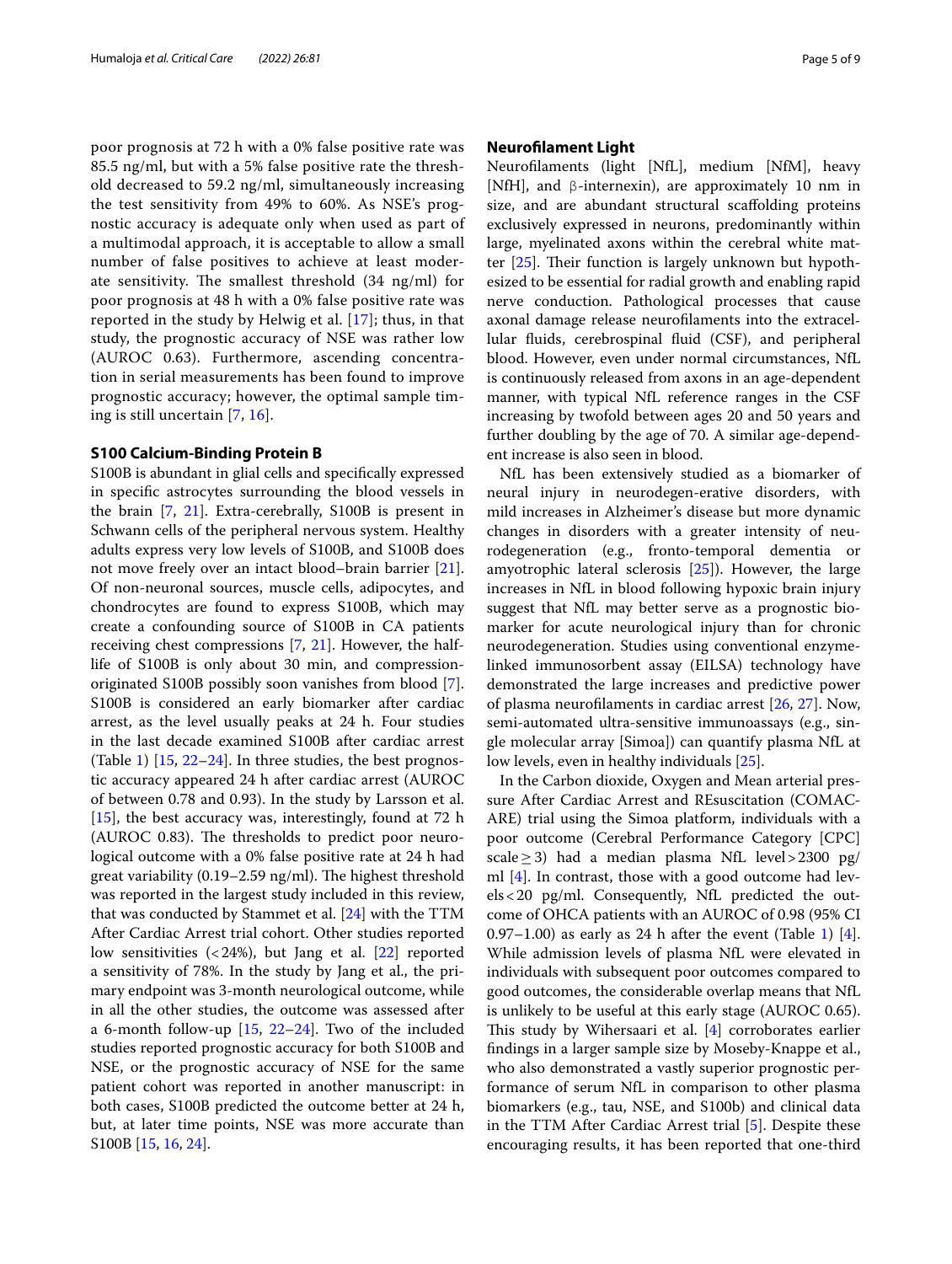poor prognosis at 72 h with a 0% false positive rate was 85.5 ng/ml, but with a 5% false positive rate the threshold decreased to 59.2 ng/ml, simultaneously increasing the test sensitivity from 49% to 60%. As NSE's prognostic accuracy is adequate only when used as part of a multimodal approach, it is acceptable to allow a small number of false positives to achieve at least moderate sensitivity. The smallest threshold (34 ng/ml) for poor prognosis at 48 h with a 0% false positive rate was reported in the study by Helwig et al. [17]; thus, in that study, the prognostic accuracy of NSE was rather low (AUROC 0.63). Furthermore, ascending concentration in serial measurements has been found to improve prognostic accuracy; however, the optimal sample timing is still uncertain [7, 16].

### S100 Calcium-Binding Protein B

S100B is abundant in glial cells and specifically expressed in specific astrocytes surrounding the blood vessels in the brain [7, 21]. Extra-cerebrally, S100B is present in Schwann cells of the peripheral nervous system. Healthy adults express very low levels of S100B, and S100B does not move freely over an intact blood–brain barrier [21]. Of non-neuronal sources, muscle cells, adipocytes, and chondrocytes are found to express S100B, which may create a confounding source of S100B in CA patients receiving chest compressions [7, 21]. However, the half-life of S100B is only about 30 min, and compression-originated S100B possibly soon vanishes from blood [7]. S100B is considered an early biomarker after cardiac arrest, as the level usually peaks at 24 h. Four studies in the last decade examined S100B after cardiac arrest (Table 1) [15, 22–24]. In three studies, the best prognostic accuracy appeared 24 h after cardiac arrest (AUROC of between 0.78 and 0.93). In the study by Larsson et al. [15], the best accuracy was, interestingly, found at 72 h (AUROC 0.83). The thresholds to predict poor neurological outcome with a 0% false positive rate at 24 h had great variability (0.19–2.59 ng/ml). The highest threshold was reported in the largest study included in this review, that was conducted by Stammet et al. [24] with the TTM After Cardiac Arrest trial cohort. Other studies reported low sensitivities (<24%), but Jang et al. [22] reported a sensitivity of 78%. In the study by Jang et al., the primary endpoint was 3-month neurological outcome, while in all the other studies, the outcome was assessed after a 6-month follow-up [15, 22–24]. Two of the included studies reported prognostic accuracy for both S100B and NSE, or the prognostic accuracy of NSE for the same patient cohort was reported in another manuscript: in both cases, S100B predicted the outcome better at 24 h, but, at later time points, NSE was more accurate than S100B [15, 16, 24].

### Neurofilament Light

Neurofilaments (light [NfL], medium [NfM], heavy [NfH], and β-internexin), are approximately 10 nm in size, and are abundant structural scaffolding proteins exclusively expressed in neurons, predominantly within large, myelinated axons within the cerebral white matter [25]. Their function is largely unknown but hypothesized to be essential for radial growth and enabling rapid nerve conduction. Pathological processes that cause axonal damage release neurofilaments into the extracellular fluids, cerebrospinal fluid (CSF), and peripheral blood. However, even under normal circumstances, NfL is continuously released from axons in an age-dependent manner, with typical NfL reference ranges in the CSF increasing by twofold between ages 20 and 50 years and further doubling by the age of 70. A similar age-dependent increase is also seen in blood.

NfL has been extensively studied as a biomarker of neural injury in neurodegen-erative disorders, with mild increases in Alzheimer's disease but more dynamic changes in disorders with a greater intensity of neurodegeneration (e.g., fronto-temporal dementia or amyotrophic lateral sclerosis [25]). However, the large increases in NfL in blood following hypoxic brain injury suggest that NfL may better serve as a prognostic biomarker for acute neurological injury than for chronic neurodegeneration. Studies using conventional enzyme-linked immunosorbent assay (EILSA) technology have demonstrated the large increases and predictive power of plasma neurofilaments in cardiac arrest [26, 27]. Now, semi-automated ultra-sensitive immunoassays (e.g., single molecular array [Simoa]) can quantify plasma NfL at low levels, even in healthy individuals [25].

In the Carbon dioxide, Oxygen and Mean arterial pressure After Cardiac Arrest and REsuscitation (COMACARE) trial using the Simoa platform, individuals with a poor outcome (Cerebral Performance Category [CPC] scale ≥ 3) had a median plasma NfL level > 2300 pg/ml [4]. In contrast, those with a good outcome had levels < 20 pg/ml. Consequently, NfL predicted the outcome of OHCA patients with an AUROC of 0.98 (95% CI 0.97–1.00) as early as 24 h after the event (Table 1) [4]. While admission levels of plasma NfL were elevated in individuals with subsequent poor outcomes compared to good outcomes, the considerable overlap means that NfL is unlikely to be useful at this early stage (AUROC 0.65). This study by Wihersaari et al. [4] corroborates earlier findings in a larger sample size by Moseby-Knappe et al., who also demonstrated a vastly superior prognostic performance of serum NfL in comparison to other plasma biomarkers (e.g., tau, NSE, and S100b) and clinical data in the TTM After Cardiac Arrest trial [5]. Despite these encouraging results, it has been reported that one-third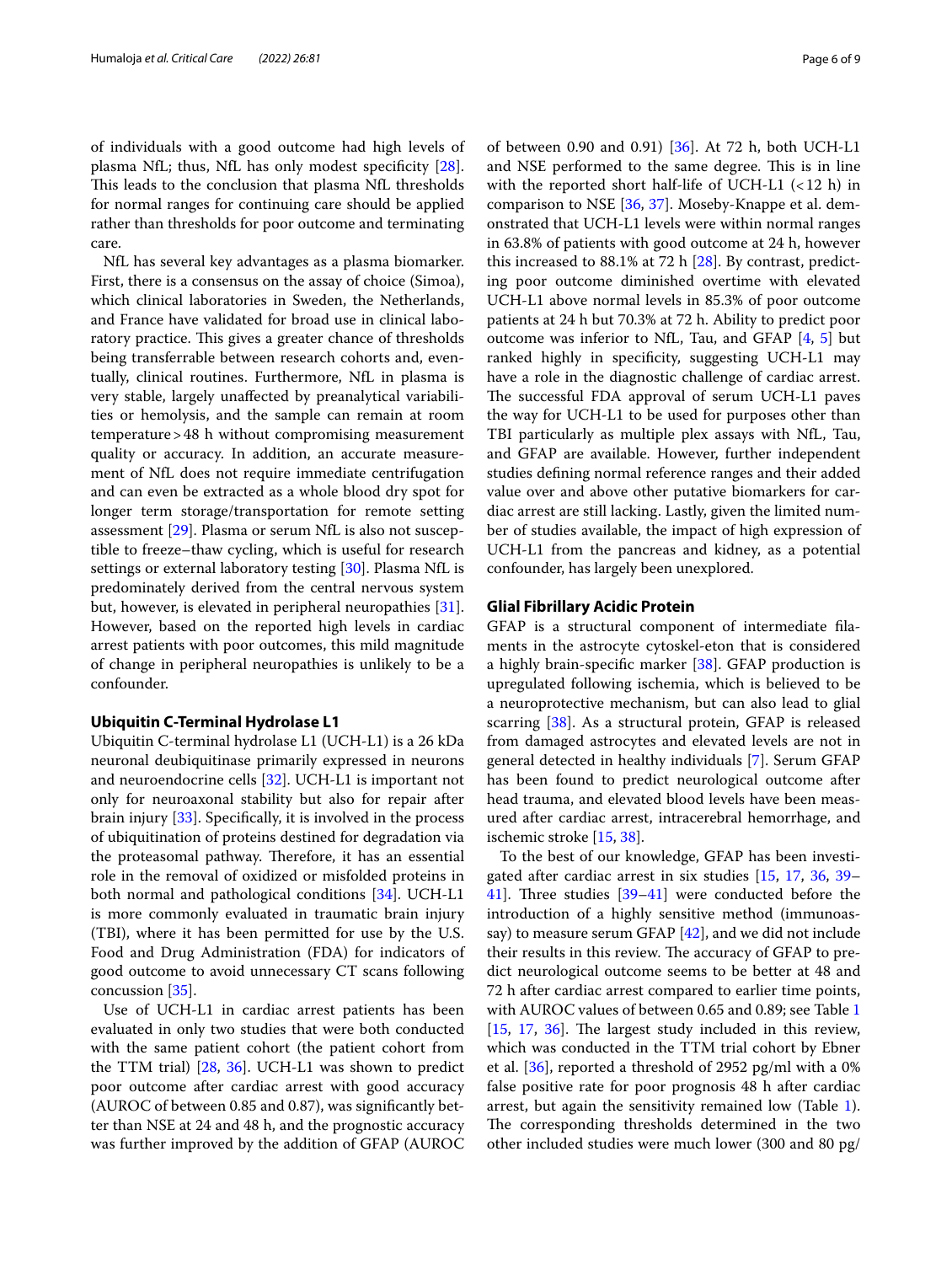of individuals with a good outcome had high levels of plasma NfL; thus, NfL has only modest specificity [28]. This leads to the conclusion that plasma NfL thresholds for normal ranges for continuing care should be applied rather than thresholds for poor outcome and terminating care.

NfL has several key advantages as a plasma biomarker. First, there is a consensus on the assay of choice (Simoa), which clinical laboratories in Sweden, the Netherlands, and France have validated for broad use in clinical laboratory practice. This gives a greater chance of thresholds being transferrable between research cohorts and, eventually, clinical routines. Furthermore, NfL in plasma is very stable, largely unaffected by preanalytical variabilities or hemolysis, and the sample can remain at room temperature > 48 h without compromising measurement quality or accuracy. In addition, an accurate measurement of NfL does not require immediate centrifugation and can even be extracted as a whole blood dry spot for longer term storage/transportation for remote setting assessment [29]. Plasma or serum NfL is also not susceptible to freeze–thaw cycling, which is useful for research settings or external laboratory testing [30]. Plasma NfL is predominately derived from the central nervous system but, however, is elevated in peripheral neuropathies [31]. However, based on the reported high levels in cardiac arrest patients with poor outcomes, this mild magnitude of change in peripheral neuropathies is unlikely to be a confounder.

### Ubiquitin C-Terminal Hydrolase L1

Ubiquitin C-terminal hydrolase L1 (UCH-L1) is a 26 kDa neuronal deubiquitinase primarily expressed in neurons and neuroendocrine cells [32]. UCH-L1 is important not only for neuroaxonal stability but also for repair after brain injury [33]. Specifically, it is involved in the process of ubiquitination of proteins destined for degradation via the proteasomal pathway. Therefore, it has an essential role in the removal of oxidized or misfolded proteins in both normal and pathological conditions [34]. UCH-L1 is more commonly evaluated in traumatic brain injury (TBI), where it has been permitted for use by the U.S. Food and Drug Administration (FDA) for indicators of good outcome to avoid unnecessary CT scans following concussion [35].

Use of UCH-L1 in cardiac arrest patients has been evaluated in only two studies that were both conducted with the same patient cohort (the patient cohort from the TTM trial) [28, 36]. UCH-L1 was shown to predict poor outcome after cardiac arrest with good accuracy (AUROC of between 0.85 and 0.87), was significantly better than NSE at 24 and 48 h, and the prognostic accuracy was further improved by the addition of GFAP (AUROC of between 0.90 and 0.91) [36]. At 72 h, both UCH-L1 and NSE performed to the same degree. This is in line with the reported short half-life of UCH-L1 (< 12 h) in comparison to NSE [36, 37]. Moseby-Knappe et al. demonstrated that UCH-L1 levels were within normal ranges in 63.8% of patients with good outcome at 24 h, however this increased to 88.1% at 72 h [28]. By contrast, predicting poor outcome diminished overtime with elevated UCH-L1 above normal levels in 85.3% of poor outcome patients at 24 h but 70.3% at 72 h. Ability to predict poor outcome was inferior to NfL, Tau, and GFAP [4, 5] but ranked highly in specificity, suggesting UCH-L1 may have a role in the diagnostic challenge of cardiac arrest. The successful FDA approval of serum UCH-L1 paves the way for UCH-L1 to be used for purposes other than TBI particularly as multiple plex assays with NfL, Tau, and GFAP are available. However, further independent studies defining normal reference ranges and their added value over and above other putative biomarkers for cardiac arrest are still lacking. Lastly, given the limited number of studies available, the impact of high expression of UCH-L1 from the pancreas and kidney, as a potential confounder, has largely been unexplored.

### Glial Fibrillary Acidic Protein

GFAP is a structural component of intermediate filaments in the astrocyte cytoskel-eton that is considered a highly brain-specific marker [38]. GFAP production is upregulated following ischemia, which is believed to be a neuroprotective mechanism, but can also lead to glial scarring [38]. As a structural protein, GFAP is released from damaged astrocytes and elevated levels are not in general detected in healthy individuals [7]. Serum GFAP has been found to predict neurological outcome after head trauma, and elevated blood levels have been measured after cardiac arrest, intracerebral hemorrhage, and ischemic stroke [15, 38].

To the best of our knowledge, GFAP has been investigated after cardiac arrest in six studies [15, 17, 36, 39–41]. Three studies [39–41] were conducted before the introduction of a highly sensitive method (immunoassay) to measure serum GFAP [42], and we did not include their results in this review. The accuracy of GFAP to predict neurological outcome seems to be better at 48 and 72 h after cardiac arrest compared to earlier time points, with AUROC values of between 0.65 and 0.89; see Table 1 [15, 17, 36]. The largest study included in this review, which was conducted in the TTM trial cohort by Ebner et al. [36], reported a threshold of 2952 pg/ml with a 0% false positive rate for poor prognosis 48 h after cardiac arrest, but again the sensitivity remained low (Table 1). The corresponding thresholds determined in the two other included studies were much lower (300 and 80 pg/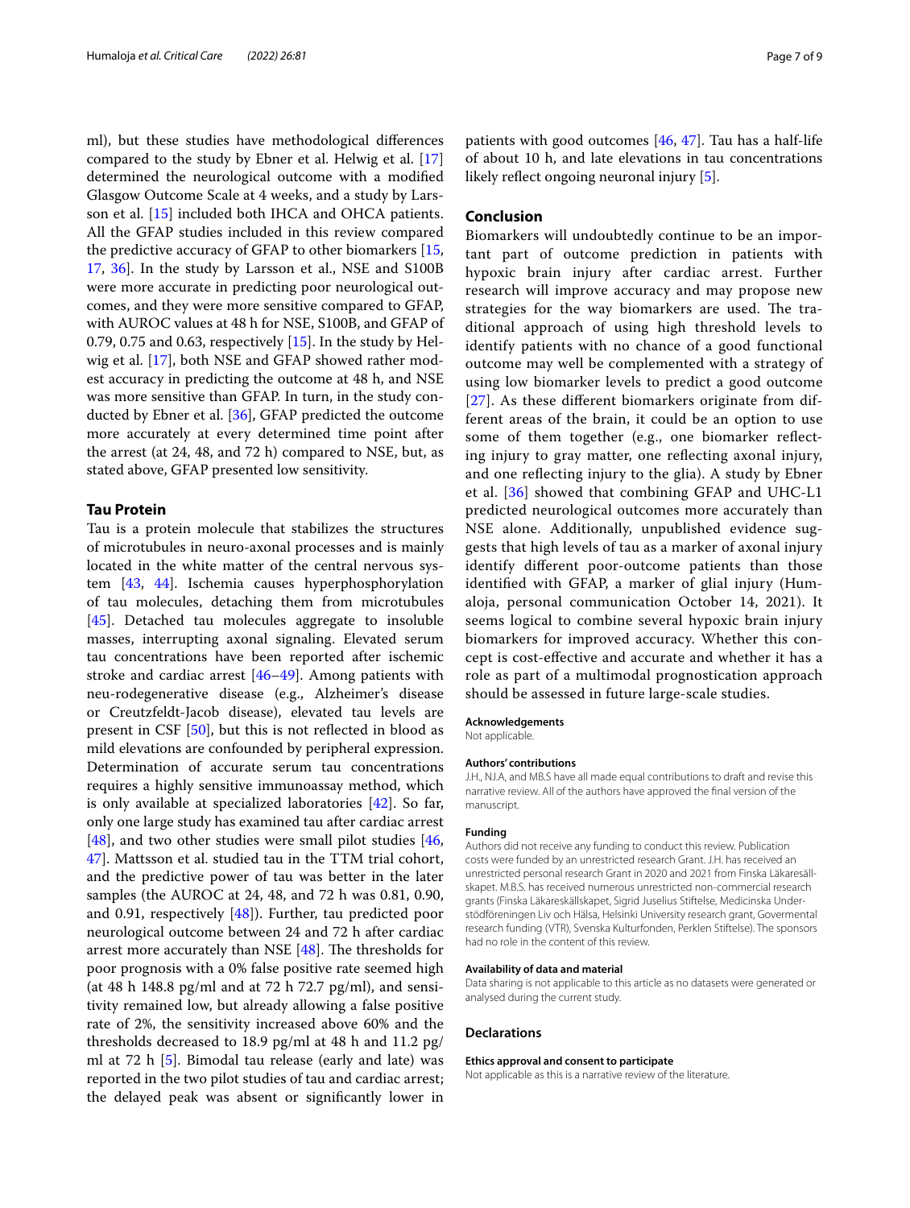ml), but these studies have methodological differences compared to the study by Ebner et al. Helwig et al. [17] determined the neurological outcome with a modified Glasgow Outcome Scale at 4 weeks, and a study by Larsson et al. [15] included both IHCA and OHCA patients. All the GFAP studies included in this review compared the predictive accuracy of GFAP to other biomarkers [15, 17, 36]. In the study by Larsson et al., NSE and S100B were more accurate in predicting poor neurological outcomes, and they were more sensitive compared to GFAP, with AUROC values at 48 h for NSE, S100B, and GFAP of 0.79, 0.75 and 0.63, respectively [15]. In the study by Helwig et al. [17], both NSE and GFAP showed rather modest accuracy in predicting the outcome at 48 h, and NSE was more sensitive than GFAP. In turn, in the study conducted by Ebner et al. [36], GFAP predicted the outcome more accurately at every determined time point after the arrest (at 24, 48, and 72 h) compared to NSE, but, as stated above, GFAP presented low sensitivity.

### Tau Protein

Tau is a protein molecule that stabilizes the structures of microtubules in neuro-axonal processes and is mainly located in the white matter of the central nervous system [43, 44]. Ischemia causes hyperphosphorylation of tau molecules, detaching them from microtubules [45]. Detached tau molecules aggregate to insoluble masses, interrupting axonal signaling. Elevated serum tau concentrations have been reported after ischemic stroke and cardiac arrest [46–49]. Among patients with neu-rodegenerative disease (e.g., Alzheimer's disease or Creutzfeldt-Jacob disease), elevated tau levels are present in CSF [50], but this is not reflected in blood as mild elevations are confounded by peripheral expression. Determination of accurate serum tau concentrations requires a highly sensitive immunoassay method, which is only available at specialized laboratories [42]. So far, only one large study has examined tau after cardiac arrest [48], and two other studies were small pilot studies [46, 47]. Mattsson et al. studied tau in the TTM trial cohort, and the predictive power of tau was better in the later samples (the AUROC at 24, 48, and 72 h was 0.81, 0.90, and 0.91, respectively [48]). Further, tau predicted poor neurological outcome between 24 and 72 h after cardiac arrest more accurately than NSE [48]. The thresholds for poor prognosis with a 0% false positive rate seemed high (at 48 h 148.8 pg/ml and at 72 h 72.7 pg/ml), and sensitivity remained low, but already allowing a false positive rate of 2%, the sensitivity increased above 60% and the thresholds decreased to 18.9 pg/ml at 48 h and 11.2 pg/ml at 72 h [5]. Bimodal tau release (early and late) was reported in the two pilot studies of tau and cardiac arrest; the delayed peak was absent or significantly lower in patients with good outcomes [46, 47]. Tau has a half-life of about 10 h, and late elevations in tau concentrations likely reflect ongoing neuronal injury [5].

## Conclusion

Biomarkers will undoubtedly continue to be an important part of outcome prediction in patients with hypoxic brain injury after cardiac arrest. Further research will improve accuracy and may propose new strategies for the way biomarkers are used. The traditional approach of using high threshold levels to identify patients with no chance of a good functional outcome may well be complemented with a strategy of using low biomarker levels to predict a good outcome [27]. As these different biomarkers originate from different areas of the brain, it could be an option to use some of them together (e.g., one biomarker reflecting injury to gray matter, one reflecting axonal injury, and one reflecting injury to the glia). A study by Ebner et al. [36] showed that combining GFAP and UHC-L1 predicted neurological outcomes more accurately than NSE alone. Additionally, unpublished evidence suggests that high levels of tau as a marker of axonal injury identify different poor-outcome patients than those identified with GFAP, a marker of glial injury (Humaloja, personal communication October 14, 2021). It seems logical to combine several hypoxic brain injury biomarkers for improved accuracy. Whether this concept is cost-effective and accurate and whether it has a role as part of a multimodal prognostication approach should be assessed in future large-scale studies.

#### Acknowledgements

Not applicable.

#### Authors' contributions

J.H., N.J.A, and MB.S have all made equal contributions to draft and revise this narrative review. All of the authors have approved the final version of the manuscript.

#### Funding

Authors did not receive any funding to conduct this review. Publication costs were funded by an unrestricted research Grant. J.H. has received an unrestricted personal research Grant in 2020 and 2021 from Finska Läkaresällskapet. M.B.S. has received numerous unrestricted non-commercial research grants (Finska Läkaresällskapet, Sigrid Juselius Stiftelse, Medicinska Understödföreningen Liv och Hälsa, Helsinki University research grant, Govermental research funding (VTR), Svenska Kulturfonden, Perklen Stiftelse). The sponsors had no role in the content of this review.

#### Availability of data and material

Data sharing is not applicable to this article as no datasets were generated or analysed during the current study.

### Declarations

#### Ethics approval and consent to participate

Not applicable as this is a narrative review of the literature.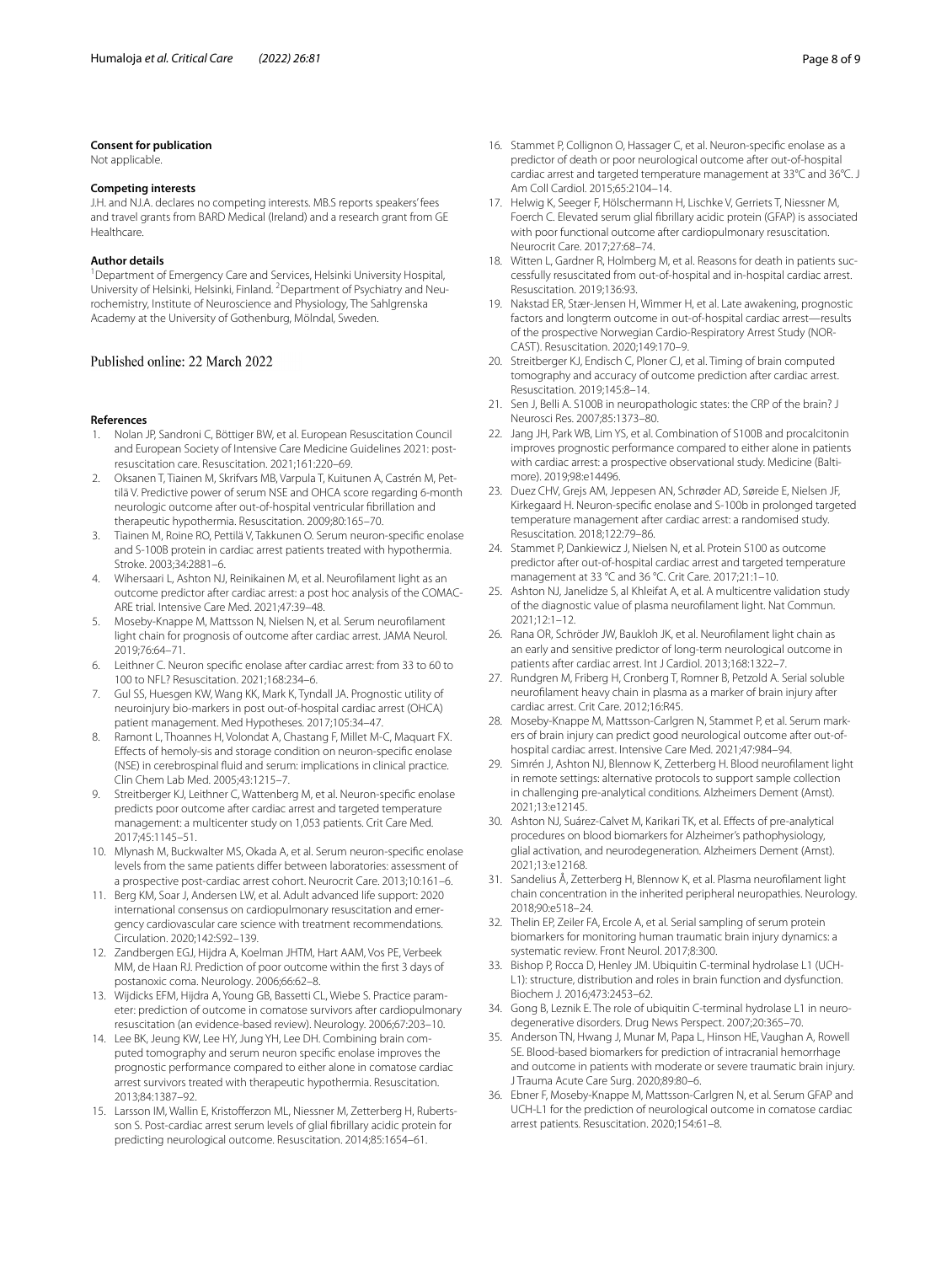### Consent for publication

Not applicable.

### Competing interests

J.H. and N.J.A. declares no competing interests. MB.S reports speakers' fees and travel grants from BARD Medical (Ireland) and a research grant from GE Healthcare.

### Author details

[1]Department of Emergency Care and Services, Helsinki University Hospital, University of Helsinki, Helsinki, Finland. [2]Department of Psychiatry and Neurochemistry, Institute of Neuroscience and Physiology, The Sahlgrenska Academy at the University of Gothenburg, Mölndal, Sweden.

Published online: 22 March 2022

### References

1. Nolan JP, Sandroni C, Böttiger BW, et al. European Resuscitation Council and European Society of Intensive Care Medicine Guidelines 2021: post-resuscitation care. Resuscitation. 2021;161:220–69.
2. Oksanen T, Tiainen M, Skrifvars MB, Varpula T, Kuitunen A, Castrén M, Pettilä V. Predictive power of serum NSE and OHCA score regarding 6-month neurologic outcome after out-of-hospital ventricular fibrillation and therapeutic hypothermia. Resuscitation. 2009;80:165–70.
3. Tiainen M, Roine RO, Pettilä V, Takkunen O. Serum neuron-specific enolase and S-100B protein in cardiac arrest patients treated with hypothermia. Stroke. 2003;34:2881–6.
4. Wihersaari L, Ashton NJ, Reinikainen M, et al. Neurofilament light as an outcome predictor after cardiac arrest: a post hoc analysis of the COMACARE trial. Intensive Care Med. 2021;47:39–48.
5. Moseby-Knappe M, Mattsson N, Nielsen N, et al. Serum neurofilament light chain for prognosis of outcome after cardiac arrest. JAMA Neurol. 2019;76:64–71.
6. Leithner C. Neuron specific enolase after cardiac arrest: from 33 to 60 to 100 to NFL? Resuscitation. 2021;168:234–6.
7. Gul SS, Huesgen KW, Wang KK, Mark K, Tyndall JA. Prognostic utility of neuroinjury bio-markers in post out-of-hospital cardiac arrest (OHCA) patient management. Med Hypotheses. 2017;105:34–47.
8. Ramont L, Thoannes H, Volondat A, Chastang F, Millet M-C, Maquart FX. Effects of hemoly-sis and storage condition on neuron-specific enolase (NSE) in cerebrospinal fluid and serum: implications in clinical practice. Clin Chem Lab Med. 2005;43:1215–7.
9. Streitberger KJ, Leithner C, Wattenberg M, et al. Neuron-specific enolase predicts poor outcome after cardiac arrest and targeted temperature management: a multicenter study on 1,053 patients. Crit Care Med. 2017;45:1145–51.
10. Mlynash M, Buckwalter MS, Okada A, et al. Serum neuron-specific enolase levels from the same patients differ between laboratories: assessment of a prospective post-cardiac arrest cohort. Neurocrit Care. 2013;10:161–6.
11. Berg KM, Soar J, Andersen LW, et al. Adult advanced life support: 2020 international consensus on cardiopulmonary resuscitation and emergency cardiovascular care science with treatment recommendations. Circulation. 2020;142:S92–139.
12. Zandbergen EGJ, Hijdra A, Koelman JHTM, Hart AAM, Vos PE, Verbeek MM, de Haan RJ. Prediction of poor outcome within the first 3 days of postanoxic coma. Neurology. 2006;66:62–8.
13. Wijdicks EFM, Hijdra A, Young GB, Bassetti CL, Wiebe S. Practice parameter: prediction of outcome in comatose survivors after cardiopulmonary resuscitation (an evidence-based review). Neurology. 2006;67:203–10.
14. Lee BK, Jeung KW, Lee HY, Jung YH, Lee DH. Combining brain computed tomography and serum neuron specific enolase improves the prognostic performance compared to either alone in comatose cardiac arrest survivors treated with therapeutic hypothermia. Resuscitation. 2013;84:1387–92.
15. Larsson IM, Wallin E, Kristofferzon ML, Niessner M, Zetterberg H, Rubertsson S. Post-cardiac arrest serum levels of glial fibrillary acidic protein for predicting neurological outcome. Resuscitation. 2014;85:1654–61.
16. Stammet P, Collignon O, Hassager C, et al. Neuron-specific enolase as a predictor of death or poor neurological outcome after out-of-hospital cardiac arrest and targeted temperature management at 33°C and 36°C. J Am Coll Cardiol. 2015;65:2104–14.
17. Helwig K, Seeger F, Hölschermann H, Lischke V, Gerriets T, Niessner M, Foerch C. Elevated serum glial fibrillary acidic protein (GFAP) is associated with poor functional outcome after cardiopulmonary resuscitation. Neurocrit Care. 2017;27:68–74.
18. Witten L, Gardner R, Holmberg M, et al. Reasons for death in patients successfully resuscitated from out-of-hospital and in-hospital cardiac arrest. Resuscitation. 2019;136:93.
19. Nakstad ER, Stær-Jensen H, Wimmer H, et al. Late awakening, prognostic factors and longterm outcome in out-of-hospital cardiac arrest—results of the prospective Norwegian Cardio-Respiratory Arrest Study (NOR-CAST). Resuscitation. 2020;149:170–9.
20. Streitberger KJ, Endisch C, Ploner CJ, et al. Timing of brain computed tomography and accuracy of outcome prediction after cardiac arrest. Resuscitation. 2019;145:8–14.
21. Sen J, Belli A. S100B in neuropathologic states: the CRP of the brain? J Neurosci Res. 2007;85:1373–80.
22. Jang JH, Park WB, Lim YS, et al. Combination of S100B and procalcitonin improves prognostic performance compared to either alone in patients with cardiac arrest: a prospective observational study. Medicine (Baltimore). 2019;98:e14496.
23. Duez CHV, Grejs AM, Jeppesen AN, Schrøder AD, Søreide E, Nielsen JF, Kirkegaard H. Neuron-specific enolase and S-100b in prolonged targeted temperature management after cardiac arrest: a randomised study. Resuscitation. 2018;122:79–86.
24. Stammet P, Dankiewicz J, Nielsen N, et al. Protein S100 as outcome predictor after out-of-hospital cardiac arrest and targeted temperature management at 33 °C and 36 °C. Crit Care. 2017;21:1–10.
25. Ashton NJ, Janelidze S, al Khleifat A, et al. A multicentre validation study of the diagnostic value of plasma neurofilament light. Nat Commun. 2021;12:1–12.
26. Rana OR, Schröder JW, Baukloh JK, et al. Neurofilament light chain as an early and sensitive predictor of long-term neurological outcome in patients after cardiac arrest. Int J Cardiol. 2013;168:1322–7.
27. Rundgren M, Friberg H, Cronberg T, Romner B, Petzold A. Serial soluble neurofilament heavy chain in plasma as a marker of brain injury after cardiac arrest. Crit Care. 2012;16:R45.
28. Moseby-Knappe M, Mattsson-Carlgren N, Stammet P, et al. Serum markers of brain injury can predict good neurological outcome after out-of-hospital cardiac arrest. Intensive Care Med. 2021;47:984–94.
29. Simrén J, Ashton NJ, Blennow K, Zetterberg H. Blood neurofilament light in remote settings: alternative protocols to support sample collection in challenging pre-analytical conditions. Alzheimers Dement (Amst). 2021;13:e12145.
30. Ashton NJ, Suárez-Calvet M, Karikari TK, et al. Effects of pre-analytical procedures on blood biomarkers for Alzheimer's pathophysiology, glial activation, and neurodegeneration. Alzheimers Dement (Amst). 2021;13:e12168.
31. Sandelius Å, Zetterberg H, Blennow K, et al. Plasma neurofilament light chain concentration in the inherited peripheral neuropathies. Neurology. 2018;90:e518–24.
32. Thelin EP, Zeiler FA, Ercole A, et al. Serial sampling of serum protein biomarkers for monitoring human traumatic brain injury dynamics: a systematic review. Front Neurol. 2017;8:300.
33. Bishop P, Rocca D, Henley JM. Ubiquitin C-terminal hydrolase L1 (UCH-L1): structure, distribution and roles in brain function and dysfunction. Biochem J. 2016;473:2453–62.
34. Gong B, Leznik E. The role of ubiquitin C-terminal hydrolase L1 in neurodegenerative disorders. Drug News Perspect. 2007;20:365–70.
35. Anderson TN, Hwang J, Munar M, Papa L, Hinson HE, Vaughan A, Rowell SE. Blood-based biomarkers for prediction of intracranial hemorrhage and outcome in patients with moderate or severe traumatic brain injury. J Trauma Acute Care Surg. 2020;89:80–6.
36. Ebner F, Moseby-Knappe M, Mattsson-Carlgren N, et al. Serum GFAP and UCH-L1 for the prediction of neurological outcome in comatose cardiac arrest patients. Resuscitation. 2020;154:61–8.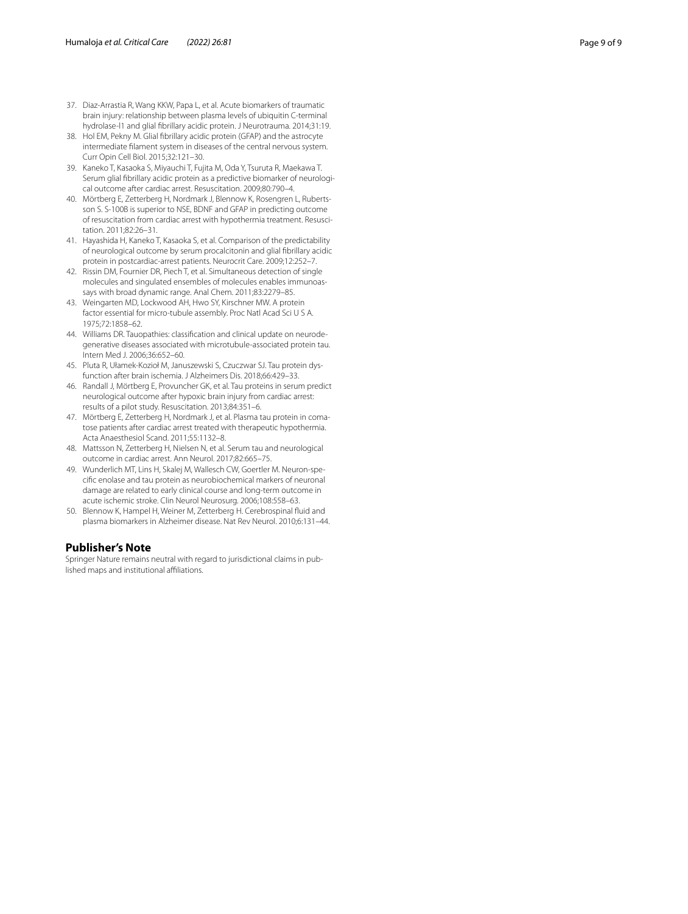37. Diaz-Arrastia R, Wang KKW, Papa L, et al. Acute biomarkers of traumatic brain injury: relationship between plasma levels of ubiquitin C-terminal hydrolase-l1 and glial fibrillary acidic protein. J Neurotrauma. 2014;31:19.
38. Hol EM, Pekny M. Glial fibrillary acidic protein (GFAP) and the astrocyte intermediate filament system in diseases of the central nervous system. Curr Opin Cell Biol. 2015;32:121–30.
39. Kaneko T, Kasaoka S, Miyauchi T, Fujita M, Oda Y, Tsuruta R, Maekawa T. Serum glial fibrillary acidic protein as a predictive biomarker of neurological outcome after cardiac arrest. Resuscitation. 2009;80:790–4.
40. Mörtberg E, Zetterberg H, Nordmark J, Blennow K, Rosengren L, Rubertsson S. S-100B is superior to NSE, BDNF and GFAP in predicting outcome of resuscitation from cardiac arrest with hypothermia treatment. Resuscitation. 2011;82:26–31.
41. Hayashida H, Kaneko T, Kasaoka S, et al. Comparison of the predictability of neurological outcome by serum procalcitonin and glial fibrillary acidic protein in postcardiac-arrest patients. Neurocrit Care. 2009;12:252–7.
42. Rissin DM, Fournier DR, Piech T, et al. Simultaneous detection of single molecules and singulated ensembles of molecules enables immunoassays with broad dynamic range. Anal Chem. 2011;83:2279–85.
43. Weingarten MD, Lockwood AH, Hwo SY, Kirschner MW. A protein factor essential for micro-tubule assembly. Proc Natl Acad Sci U S A. 1975;72:1858–62.
44. Williams DR. Tauopathies: classification and clinical update on neurodegenerative diseases associated with microtubule-associated protein tau. Intern Med J. 2006;36:652–60.
45. Pluta R, Ułamek-Kozioł M, Januszewski S, Czuczwar SJ. Tau protein dysfunction after brain ischemia. J Alzheimers Dis. 2018;66:429–33.
46. Randall J, Mörtberg E, Provuncher GK, et al. Tau proteins in serum predict neurological outcome after hypoxic brain injury from cardiac arrest: results of a pilot study. Resuscitation. 2013;84:351–6.
47. Mörtberg E, Zetterberg H, Nordmark J, et al. Plasma tau protein in comatose patients after cardiac arrest treated with therapeutic hypothermia. Acta Anaesthesiol Scand. 2011;55:1132–8.
48. Mattsson N, Zetterberg H, Nielsen N, et al. Serum tau and neurological outcome in cardiac arrest. Ann Neurol. 2017;82:665–75.
49. Wunderlich MT, Lins H, Skalej M, Wallesch CW, Goertler M. Neuron-specific enolase and tau protein as neurobiochemical markers of neuronal damage are related to early clinical course and long-term outcome in acute ischemic stroke. Clin Neurol Neurosurg. 2006;108:558–63.
50. Blennow K, Hampel H, Weiner M, Zetterberg H. Cerebrospinal fluid and plasma biomarkers in Alzheimer disease. Nat Rev Neurol. 2010;6:131–44.

## Publisher's Note

Springer Nature remains neutral with regard to jurisdictional claims in published maps and institutional affiliations.